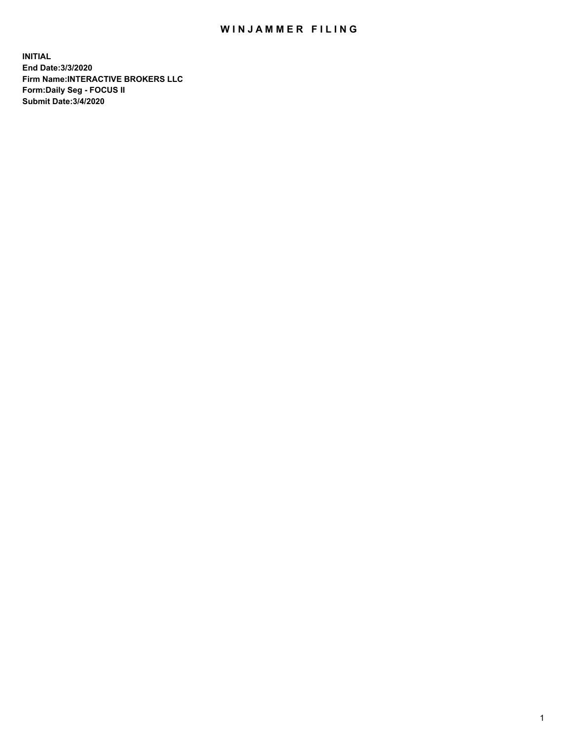# WINJAMMER FILING

**INITIAL**
**End Date:3/3/2020**
**Firm Name:INTERACTIVE BROKERS LLC**
**Form:Daily Seg - FOCUS II**
**Submit Date:3/4/2020**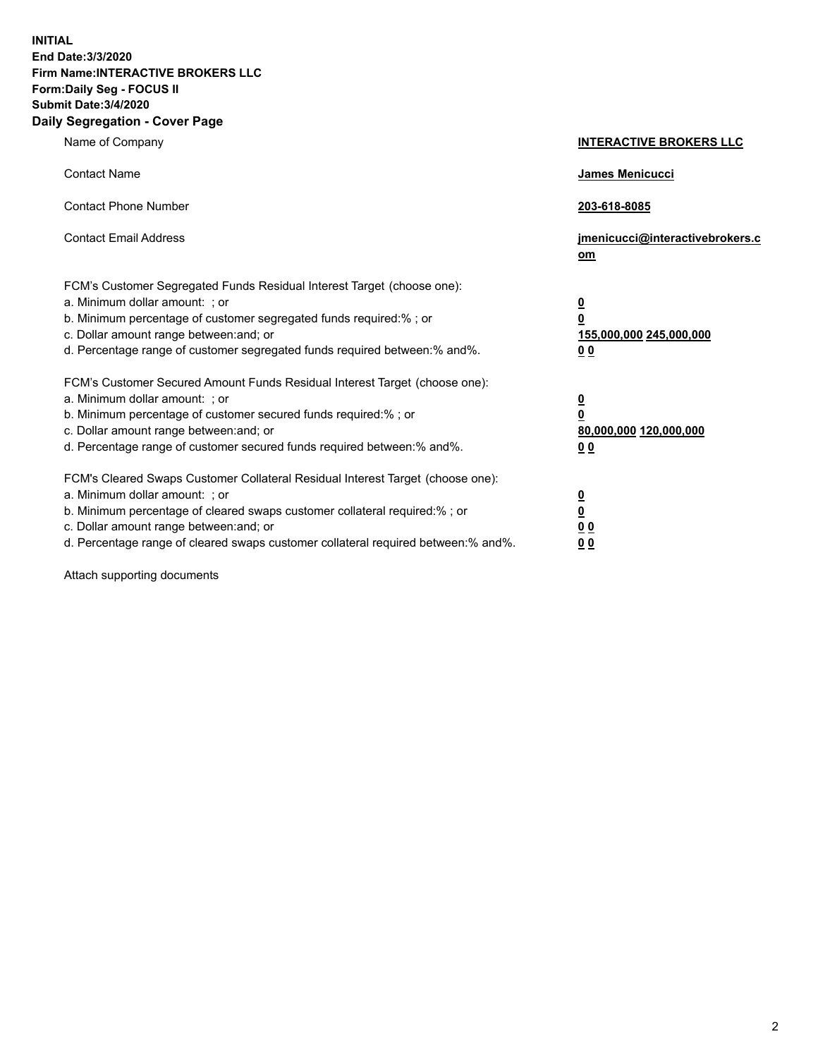**INITIAL**
**End Date:3/3/2020**
**Firm Name:INTERACTIVE BROKERS LLC**
**Form:Daily Seg - FOCUS II**
**Submit Date:3/4/2020**
**Daily Segregation - Cover Page**

| | |
|---|---|
| Name of Company | **INTERACTIVE BROKERS LLC** |
| Contact Name | **James Menicucci** |
| Contact Phone Number | **203-618-8085** |
| Contact Email Address | **jmenicucci@interactivebrokers.com** |
| FCM's Customer Segregated Funds Residual Interest Target (choose one): | |
| a. Minimum dollar amount: ; or | **0** |
| b. Minimum percentage of customer segregated funds required:% ; or | **0** |
| c. Dollar amount range between:and; or | **155,000,000 245,000,000** |
| d. Percentage range of customer segregated funds required between:% and%. | **0 0** |
| FCM's Customer Secured Amount Funds Residual Interest Target (choose one): | |
| a. Minimum dollar amount: ; or | **0** |
| b. Minimum percentage of customer secured funds required:% ; or | **0** |
| c. Dollar amount range between:and; or | **80,000,000 120,000,000** |
| d. Percentage range of customer secured funds required between:% and%. | **0 0** |
| FCM's Cleared Swaps Customer Collateral Residual Interest Target (choose one): | |
| a. Minimum dollar amount: ; or | **0** |
| b. Minimum percentage of cleared swaps customer collateral required:% ; or | **0** |
| c. Dollar amount range between:and; or | **0 0** |
| d. Percentage range of cleared swaps customer collateral required between:% and%. | **0 0** |

Attach supporting documents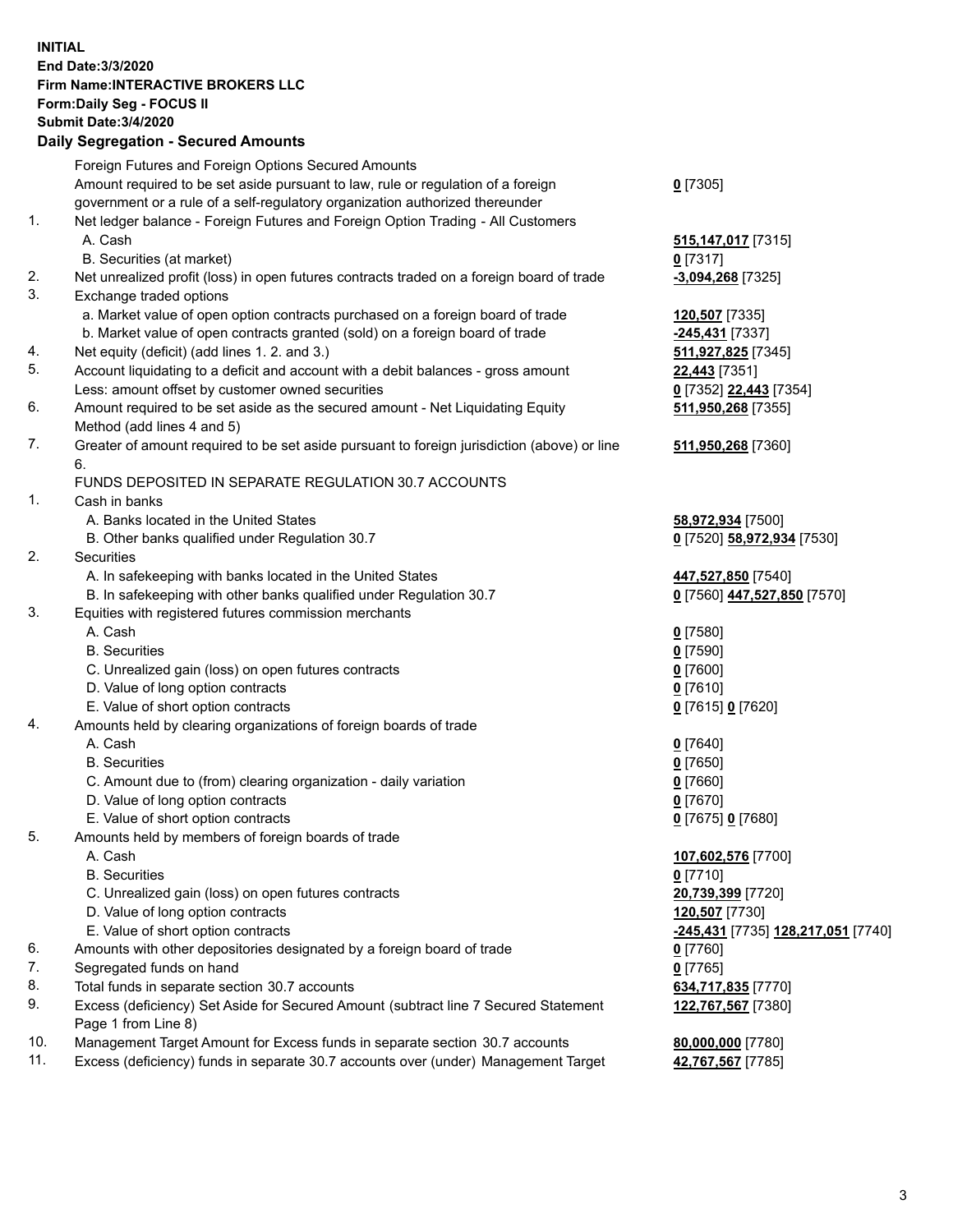**INITIAL**
**End Date:3/3/2020**
**Firm Name:INTERACTIVE BROKERS LLC**
**Form:Daily Seg - FOCUS II**
**Submit Date:3/4/2020**

## Daily Segregation - Secured Amounts

| | | |
|---|---|---|
| | Foreign Futures and Foreign Options Secured Amounts | |
| | Amount required to be set aside pursuant to law, rule or regulation of a foreign government or a rule of a self-regulatory organization authorized thereunder | **0** [7305] |
| 1. | Net ledger balance - Foreign Futures and Foreign Option Trading - All Customers | |
| | A. Cash | **515,147,017** [7315] |
| | B. Securities (at market) | **0** [7317] |
| 2. | Net unrealized profit (loss) in open futures contracts traded on a foreign board of trade | **-3,094,268** [7325] |
| 3. | Exchange traded options | |
| | a. Market value of open option contracts purchased on a foreign board of trade | **120,507** [7335] |
| | b. Market value of open contracts granted (sold) on a foreign board of trade | **-245,431** [7337] |
| 4. | Net equity (deficit) (add lines 1. 2. and 3.) | **511,927,825** [7345] |
| 5. | Account liquidating to a deficit and account with a debit balances - gross amount | **22,443** [7351] |
| | Less: amount offset by customer owned securities | **0** [7352] **22,443** [7354] |
| 6. | Amount required to be set aside as the secured amount - Net Liquidating Equity Method (add lines 4 and 5) | **511,950,268** [7355] |
| 7. | Greater of amount required to be set aside pursuant to foreign jurisdiction (above) or line 6. | **511,950,268** [7360] |
| | FUNDS DEPOSITED IN SEPARATE REGULATION 30.7 ACCOUNTS | |
| 1. | Cash in banks | |
| | A. Banks located in the United States | **58,972,934** [7500] |
| | B. Other banks qualified under Regulation 30.7 | **0** [7520] **58,972,934** [7530] |
| 2. | Securities | |
| | A. In safekeeping with banks located in the United States | **447,527,850** [7540] |
| | B. In safekeeping with other banks qualified under Regulation 30.7 | **0** [7560] **447,527,850** [7570] |
| 3. | Equities with registered futures commission merchants | |
| | A. Cash | **0** [7580] |
| | B. Securities | **0** [7590] |
| | C. Unrealized gain (loss) on open futures contracts | **0** [7600] |
| | D. Value of long option contracts | **0** [7610] |
| | E. Value of short option contracts | **0** [7615] **0** [7620] |
| 4. | Amounts held by clearing organizations of foreign boards of trade | |
| | A. Cash | **0** [7640] |
| | B. Securities | **0** [7650] |
| | C. Amount due to (from) clearing organization - daily variation | **0** [7660] |
| | D. Value of long option contracts | **0** [7670] |
| | E. Value of short option contracts | **0** [7675] **0** [7680] |
| 5. | Amounts held by members of foreign boards of trade | |
| | A. Cash | **107,602,576** [7700] |
| | B. Securities | **0** [7710] |
| | C. Unrealized gain (loss) on open futures contracts | **20,739,399** [7720] |
| | D. Value of long option contracts | **120,507** [7730] |
| | E. Value of short option contracts | **-245,431** [7735] **128,217,051** [7740] |
| 6. | Amounts with other depositories designated by a foreign board of trade | **0** [7760] |
| 7. | Segregated funds on hand | **0** [7765] |
| 8. | Total funds in separate section 30.7 accounts | **634,717,835** [7770] |
| 9. | Excess (deficiency) Set Aside for Secured Amount (subtract line 7 Secured Statement Page 1 from Line 8) | **122,767,567** [7380] |
| 10. | Management Target Amount for Excess funds in separate section 30.7 accounts | **80,000,000** [7780] |
| 11. | Excess (deficiency) funds in separate 30.7 accounts over (under) Management Target | **42,767,567** [7785] |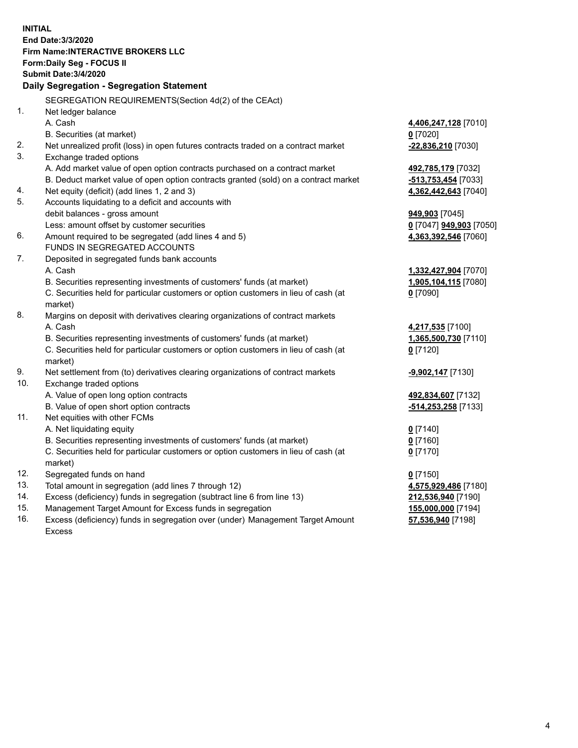**INITIAL**
**End Date:3/3/2020**
**Firm Name:INTERACTIVE BROKERS LLC**
**Form:Daily Seg - FOCUS II**
**Submit Date:3/4/2020**

**Daily Segregation - Segregation Statement**

| | | |
|---|---|---|
| | SEGREGATION REQUIREMENTS(Section 4d(2) of the CEAct) | |
| 1. | Net ledger balance | |
| | A. Cash | **4,406,247,128** [7010] |
| | B. Securities (at market) | **0** [7020] |
| 2. | Net unrealized profit (loss) in open futures contracts traded on a contract market | **-22,836,210** [7030] |
| 3. | Exchange traded options | |
| | A. Add market value of open option contracts purchased on a contract market | **492,785,179** [7032] |
| | B. Deduct market value of open option contracts granted (sold) on a contract market | **-513,753,454** [7033] |
| 4. | Net equity (deficit) (add lines 1, 2 and 3) | **4,362,442,643** [7040] |
| 5. | Accounts liquidating to a deficit and accounts with debit balances - gross amount | **949,903** [7045] |
| | Less: amount offset by customer securities | **0** [7047] **949,903** [7050] |
| 6. | Amount required to be segregated (add lines 4 and 5) | **4,363,392,546** [7060] |
| | FUNDS IN SEGREGATED ACCOUNTS | |
| 7. | Deposited in segregated funds bank accounts | |
| | A. Cash | **1,332,427,904** [7070] |
| | B. Securities representing investments of customers' funds (at market) | **1,905,104,115** [7080] |
| | C. Securities held for particular customers or option customers in lieu of cash (at market) | **0** [7090] |
| 8. | Margins on deposit with derivatives clearing organizations of contract markets | |
| | A. Cash | **4,217,535** [7100] |
| | B. Securities representing investments of customers' funds (at market) | **1,365,500,730** [7110] |
| | C. Securities held for particular customers or option customers in lieu of cash (at market) | **0** [7120] |
| 9. | Net settlement from (to) derivatives clearing organizations of contract markets | **-9,902,147** [7130] |
| 10. | Exchange traded options | |
| | A. Value of open long option contracts | **492,834,607** [7132] |
| | B. Value of open short option contracts | **-514,253,258** [7133] |
| 11. | Net equities with other FCMs | |
| | A. Net liquidating equity | **0** [7140] |
| | B. Securities representing investments of customers' funds (at market) | **0** [7160] |
| | C. Securities held for particular customers or option customers in lieu of cash (at market) | **0** [7170] |
| 12. | Segregated funds on hand | **0** [7150] |
| 13. | Total amount in segregation (add lines 7 through 12) | **4,575,929,486** [7180] |
| 14. | Excess (deficiency) funds in segregation (subtract line 6 from line 13) | **212,536,940** [7190] |
| 15. | Management Target Amount for Excess funds in segregation | **155,000,000** [7194] |
| 16. | Excess (deficiency) funds in segregation over (under) Management Target Amount Excess | **57,536,940** [7198] |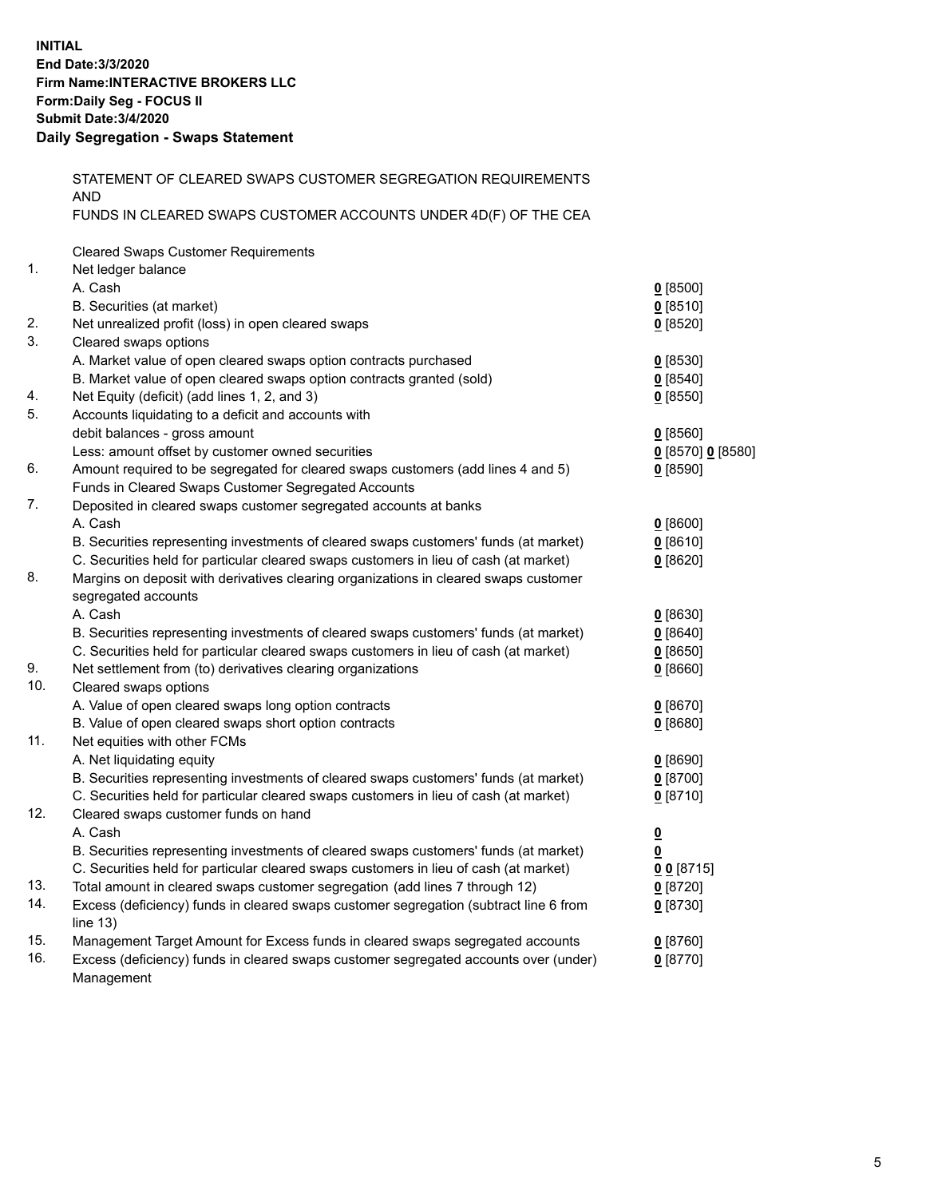**INITIAL**
**End Date:3/3/2020**
**Firm Name:INTERACTIVE BROKERS LLC**
**Form:Daily Seg - FOCUS II**
**Submit Date:3/4/2020**
**Daily Segregation - Swaps Statement**

STATEMENT OF CLEARED SWAPS CUSTOMER SEGREGATION REQUIREMENTS AND FUNDS IN CLEARED SWAPS CUSTOMER ACCOUNTS UNDER 4D(F) OF THE CEA

| | | |
|---|---|---|
| | Cleared Swaps Customer Requirements | |
| 1. | Net ledger balance | |
| | A. Cash | 0 [8500] |
| | B. Securities (at market) | 0 [8510] |
| 2. | Net unrealized profit (loss) in open cleared swaps | 0 [8520] |
| 3. | Cleared swaps options | |
| | A. Market value of open cleared swaps option contracts purchased | 0 [8530] |
| | B. Market value of open cleared swaps option contracts granted (sold) | 0 [8540] |
| 4. | Net Equity (deficit) (add lines 1, 2, and 3) | 0 [8550] |
| 5. | Accounts liquidating to a deficit and accounts with | |
| | debit balances - gross amount | 0 [8560] |
| | Less: amount offset by customer owned securities | 0 [8570] 0 [8580] |
| 6. | Amount required to be segregated for cleared swaps customers (add lines 4 and 5) | 0 [8590] |
| | Funds in Cleared Swaps Customer Segregated Accounts | |
| 7. | Deposited in cleared swaps customer segregated accounts at banks | |
| | A. Cash | 0 [8600] |
| | B. Securities representing investments of cleared swaps customers' funds (at market) | 0 [8610] |
| | C. Securities held for particular cleared swaps customers in lieu of cash (at market) | 0 [8620] |
| 8. | Margins on deposit with derivatives clearing organizations in cleared swaps customer segregated accounts | |
| | A. Cash | 0 [8630] |
| | B. Securities representing investments of cleared swaps customers' funds (at market) | 0 [8640] |
| | C. Securities held for particular cleared swaps customers in lieu of cash (at market) | 0 [8650] |
| 9. | Net settlement from (to) derivatives clearing organizations | 0 [8660] |
| 10. | Cleared swaps options | |
| | A. Value of open cleared swaps long option contracts | 0 [8670] |
| | B. Value of open cleared swaps short option contracts | 0 [8680] |
| 11. | Net equities with other FCMs | |
| | A. Net liquidating equity | 0 [8690] |
| | B. Securities representing investments of cleared swaps customers' funds (at market) | 0 [8700] |
| | C. Securities held for particular cleared swaps customers in lieu of cash (at market) | 0 [8710] |
| 12. | Cleared swaps customer funds on hand | |
| | A. Cash | 0 |
| | B. Securities representing investments of cleared swaps customers' funds (at market) | 0 |
| | C. Securities held for particular cleared swaps customers in lieu of cash (at market) | 0 0 [8715] |
| 13. | Total amount in cleared swaps customer segregation (add lines 7 through 12) | 0 [8720] |
| 14. | Excess (deficiency) funds in cleared swaps customer segregation (subtract line 6 from line 13) | 0 [8730] |
| 15. | Management Target Amount for Excess funds in cleared swaps segregated accounts | 0 [8760] |
| 16. | Excess (deficiency) funds in cleared swaps customer segregated accounts over (under) Management | 0 [8770] |